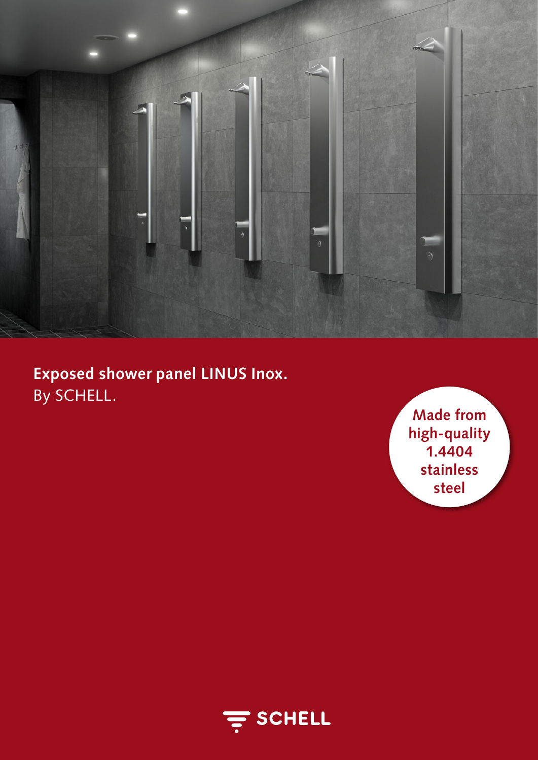# Exposed shower panel LINUS Inox.

By SCHELL.

**Made from high-quality 1.4404 stainless steel**

SCHELL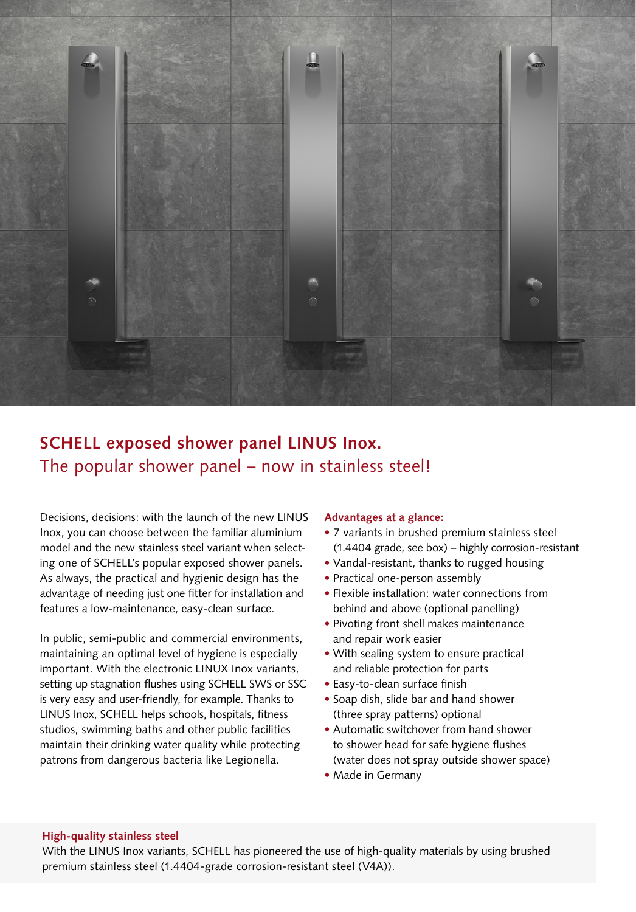## SCHELL exposed shower panel LINUS Inox.

The popular shower panel – now in stainless steel!

Decisions, decisions: with the launch of the new LINUS Inox, you can choose between the familiar aluminium model and the new stainless steel variant when selecting one of SCHELL's popular exposed shower panels. As always, the practical and hygienic design has the advantage of needing just one fitter for installation and features a low-maintenance, easy-clean surface.

In public, semi-public and commercial environments, maintaining an optimal level of hygiene is especially important. With the electronic LINUX Inox variants, setting up stagnation flushes using SCHELL SWS or SSC is very easy and user-friendly, for example. Thanks to LINUS Inox, SCHELL helps schools, hospitals, fitness studios, swimming baths and other public facilities maintain their drinking water quality while protecting patrons from dangerous bacteria like Legionella.

**Advantages at a glance:**

- 7 variants in brushed premium stainless steel (1.4404 grade, see box) – highly corrosion-resistant
- Vandal-resistant, thanks to rugged housing
- Practical one-person assembly
- Flexible installation: water connections from behind and above (optional panelling)
- Pivoting front shell makes maintenance and repair work easier
- With sealing system to ensure practical and reliable protection for parts
- Easy-to-clean surface finish
- Soap dish, slide bar and hand shower (three spray patterns) optional
- Automatic switchover from hand shower to shower head for safe hygiene flushes (water does not spray outside shower space)
- Made in Germany

**High-quality stainless steel**

With the LINUS Inox variants, SCHELL has pioneered the use of high-quality materials by using brushed premium stainless steel (1.4404-grade corrosion-resistant steel (V4A)).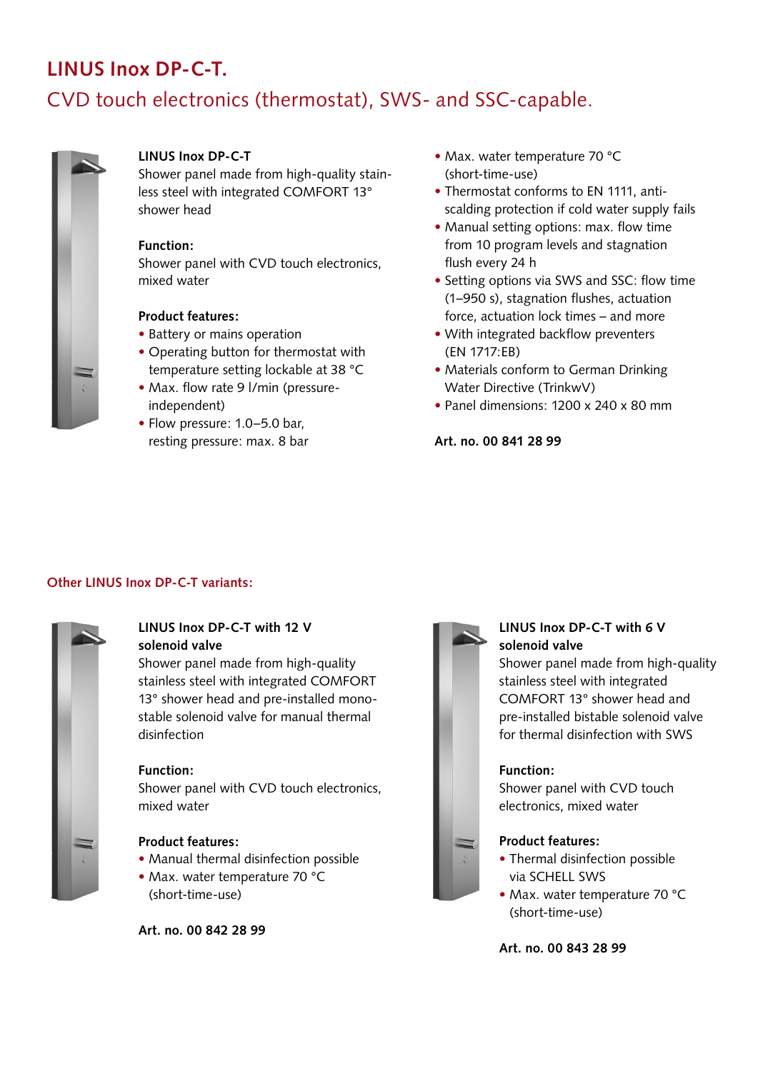# LINUS Inox DP-C-T.

## CVD touch electronics (thermostat), SWS- and SSC-capable.

**LINUS Inox DP-C-T**
Shower panel made from high-quality stainless steel with integrated COMFORT 13° shower head

**Function:**
Shower panel with CVD touch electronics, mixed water

**Product features:**

- Battery or mains operation
- Operating button for thermostat with temperature setting lockable at 38 °C
- Max. flow rate 9 l/min (pressure-independent)
- Flow pressure: 1.0–5.0 bar, resting pressure: max. 8 bar
- Max. water temperature 70 °C (short-time-use)
- Thermostat conforms to EN 1111, anti-scalding protection if cold water supply fails
- Manual setting options: max. flow time from 10 program levels and stagnation flush every 24 h
- Setting options via SWS and SSC: flow time (1–950 s), stagnation flushes, actuation force, actuation lock times – and more
- With integrated backflow preventers (EN 1717:EB)
- Materials conform to German Drinking Water Directive (TrinkwV)
- Panel dimensions: 1200 x 240 x 80 mm

**Art. no. 00 841 28 99**

### Other LINUS Inox DP-C-T variants:

**LINUS Inox DP-C-T with 12 V solenoid valve**
Shower panel made from high-quality stainless steel with integrated COMFORT 13° shower head and pre-installed mono-stable solenoid valve for manual thermal disinfection

**Function:**
Shower panel with CVD touch electronics, mixed water

**Product features:**

- Manual thermal disinfection possible
- Max. water temperature 70 °C (short-time-use)

**Art. no. 00 842 28 99**

**LINUS Inox DP-C-T with 6 V solenoid valve**
Shower panel made from high-quality stainless steel with integrated COMFORT 13° shower head and pre-installed bistable solenoid valve for thermal disinfection with SWS

**Function:**
Shower panel with CVD touch electronics, mixed water

**Product features:**

- Thermal disinfection possible via SCHELL SWS
- Max. water temperature 70 °C (short-time-use)

**Art. no. 00 843 28 99**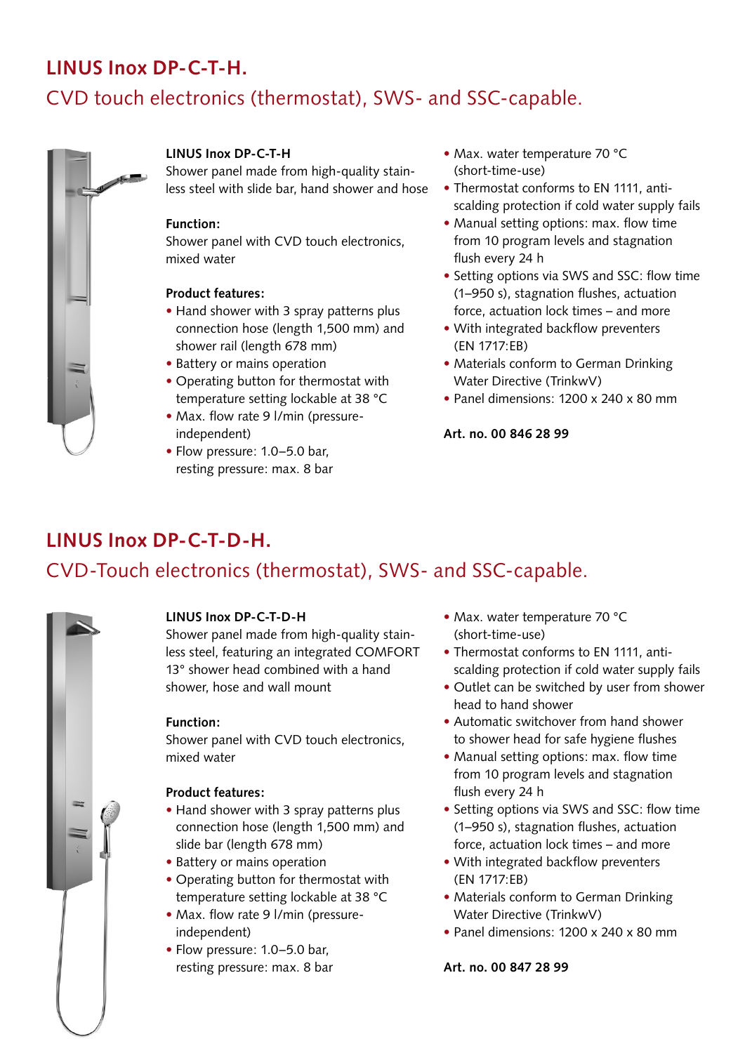## LINUS Inox DP-C-T-H.

### CVD touch electronics (thermostat), SWS- and SSC-capable.

**LINUS Inox DP-C-T-H**
Shower panel made from high-quality stainless steel with slide bar, hand shower and hose

**Function:**
Shower panel with CVD touch electronics, mixed water

**Product features:**

- Hand shower with 3 spray patterns plus connection hose (length 1,500 mm) and shower rail (length 678 mm)
- Battery or mains operation
- Operating button for thermostat with temperature setting lockable at 38 °C
- Max. flow rate 9 l/min (pressure-independent)
- Flow pressure: 1.0–5.0 bar, resting pressure: max. 8 bar
- Max. water temperature 70 °C (short-time-use)
- Thermostat conforms to EN 1111, anti-scalding protection if cold water supply fails
- Manual setting options: max. flow time from 10 program levels and stagnation flush every 24 h
- Setting options via SWS and SSC: flow time (1–950 s), stagnation flushes, actuation force, actuation lock times – and more
- With integrated backflow preventers (EN 1717:EB)
- Materials conform to German Drinking Water Directive (TrinkwV)
- Panel dimensions: 1200 x 240 x 80 mm

**Art. no. 00 846 28 99**

## LINUS Inox DP-C-T-D-H.

### CVD-Touch electronics (thermostat), SWS- and SSC-capable.

**LINUS Inox DP-C-T-D-H**
Shower panel made from high-quality stainless steel, featuring an integrated COMFORT 13° shower head combined with a hand shower, hose and wall mount

**Function:**
Shower panel with CVD touch electronics, mixed water

**Product features:**

- Hand shower with 3 spray patterns plus connection hose (length 1,500 mm) and slide bar (length 678 mm)
- Battery or mains operation
- Operating button for thermostat with temperature setting lockable at 38 °C
- Max. flow rate 9 l/min (pressure-independent)
- Flow pressure: 1.0–5.0 bar, resting pressure: max. 8 bar
- Max. water temperature 70 °C (short-time-use)
- Thermostat conforms to EN 1111, anti-scalding protection if cold water supply fails
- Outlet can be switched by user from shower head to hand shower
- Automatic switchover from hand shower to shower head for safe hygiene flushes
- Manual setting options: max. flow time from 10 program levels and stagnation flush every 24 h
- Setting options via SWS and SSC: flow time (1–950 s), stagnation flushes, actuation force, actuation lock times – and more
- With integrated backflow preventers (EN 1717:EB)
- Materials conform to German Drinking Water Directive (TrinkwV)
- Panel dimensions: 1200 x 240 x 80 mm

**Art. no. 00 847 28 99**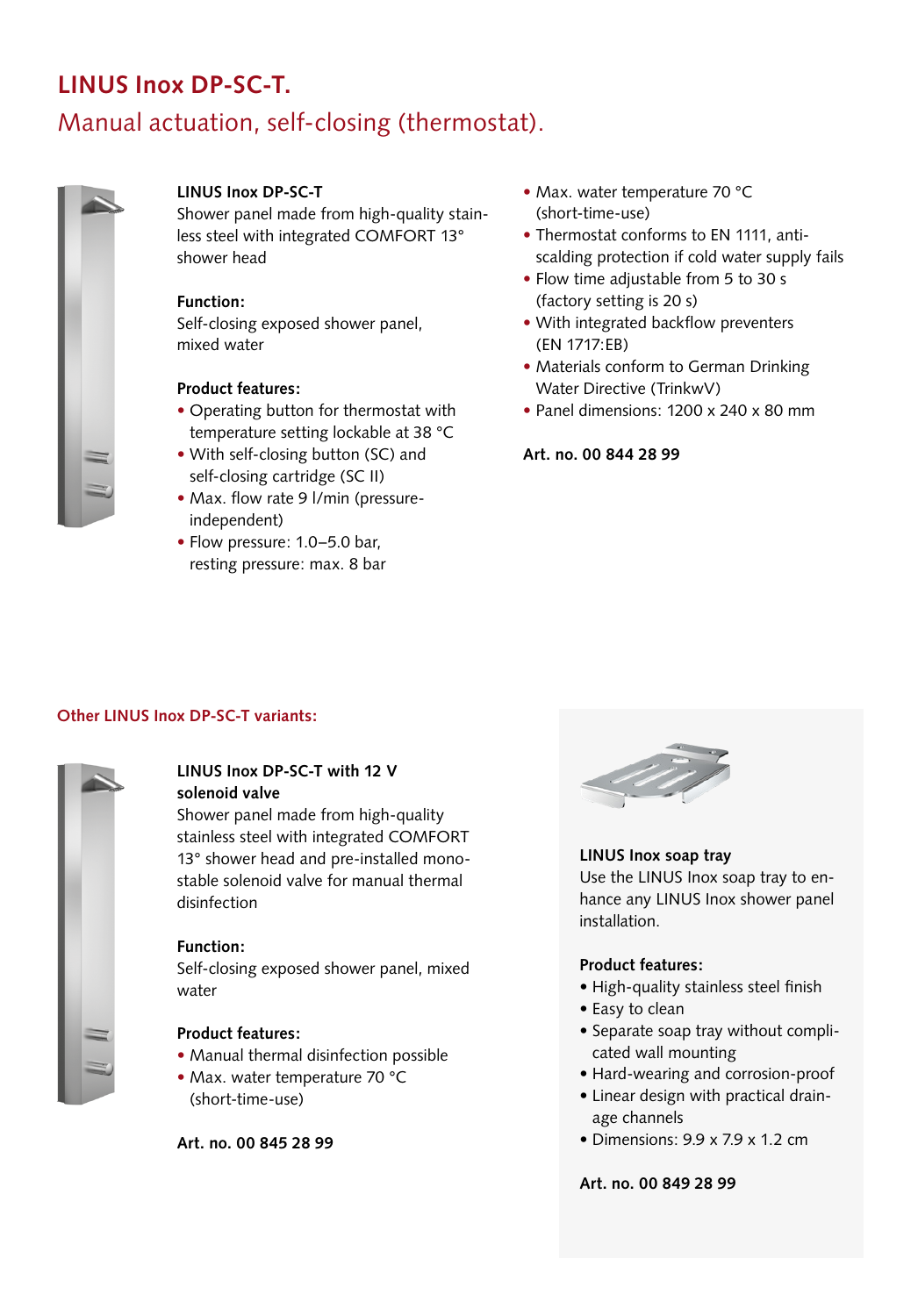# LINUS Inox DP-SC-T.

## Manual actuation, self-closing (thermostat).

**LINUS Inox DP-SC-T**
Shower panel made from high-quality stainless steel with integrated COMFORT 13° shower head

**Function:**
Self-closing exposed shower panel, mixed water

**Product features:**

- Operating button for thermostat with temperature setting lockable at 38 °C
- With self-closing button (SC) and self-closing cartridge (SC II)
- Max. flow rate 9 l/min (pressure-independent)
- Flow pressure: 1.0–5.0 bar, resting pressure: max. 8 bar
- Max. water temperature 70 °C (short-time-use)
- Thermostat conforms to EN 1111, anti-scalding protection if cold water supply fails
- Flow time adjustable from 5 to 30 s (factory setting is 20 s)
- With integrated backflow preventers (EN 1717:EB)
- Materials conform to German Drinking Water Directive (TrinkwV)
- Panel dimensions: 1200 x 240 x 80 mm

**Art. no. 00 844 28 99**

### Other LINUS Inox DP-SC-T variants:

**LINUS Inox DP-SC-T with 12 V solenoid valve**
Shower panel made from high-quality stainless steel with integrated COMFORT 13° shower head and pre-installed monostable solenoid valve for manual thermal disinfection

**Function:**
Self-closing exposed shower panel, mixed water

**Product features:**

- Manual thermal disinfection possible
- Max. water temperature 70 °C (short-time-use)

**Art. no. 00 845 28 99**

**LINUS Inox soap tray**
Use the LINUS Inox soap tray to enhance any LINUS Inox shower panel installation.

**Product features:**

- High-quality stainless steel finish
- Easy to clean
- Separate soap tray without complicated wall mounting
- Hard-wearing and corrosion-proof
- Linear design with practical drainage channels
- Dimensions: 9.9 x 7.9 x 1.2 cm

**Art. no. 00 849 28 99**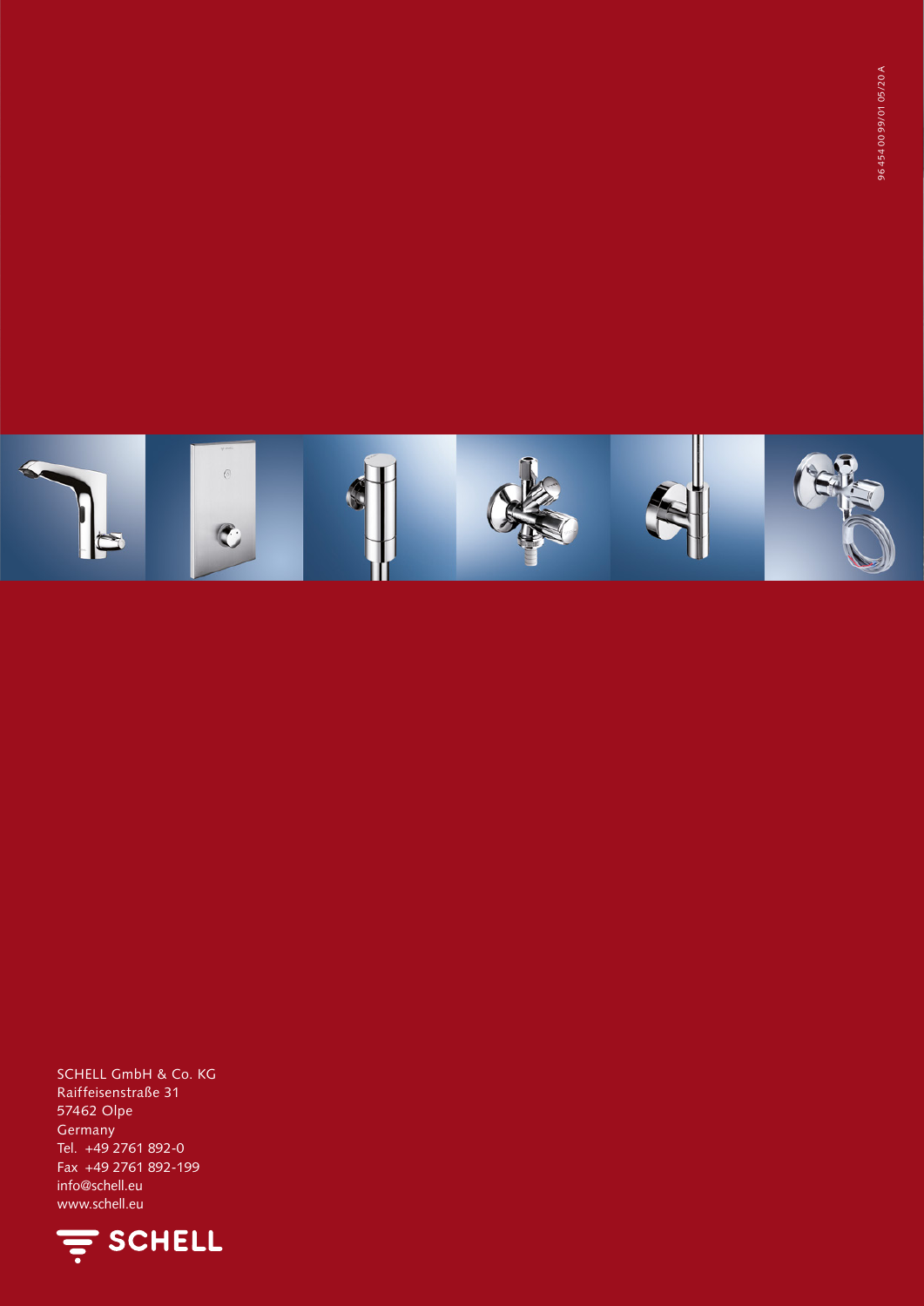96 454 00 99/01 05/20 A

SCHELL GmbH & Co. KG
Raiffeisenstraße 31
57462 Olpe
Germany
Tel. +49 2761 892-0
Fax +49 2761 892-199
info@schell.eu
www.schell.eu

SCHELL